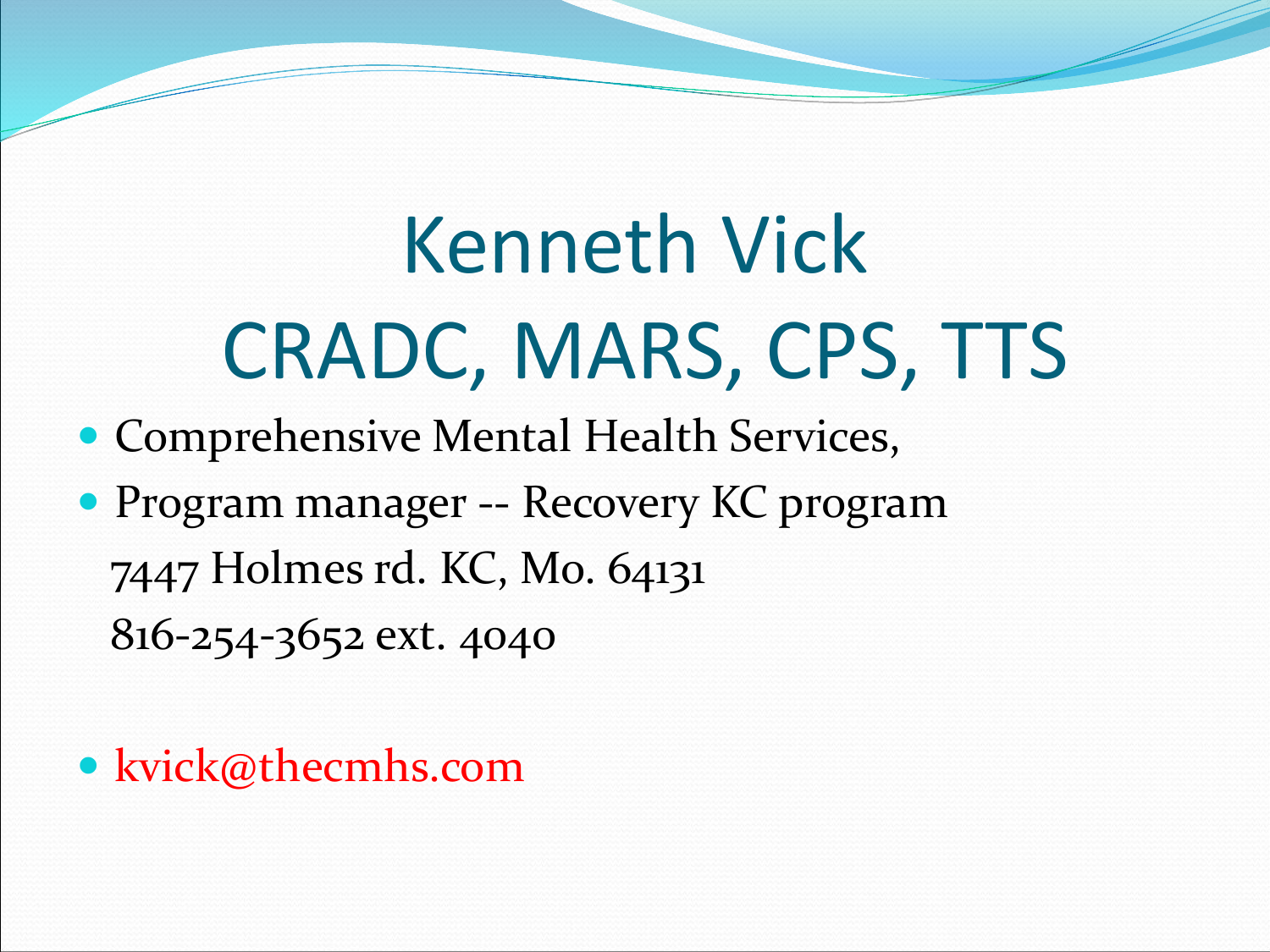# Kenneth Vick
# CRADC, MARS, CPS, TTS

- Comprehensive Mental Health Services,
- Program manager -- Recovery KC program
  7447 Holmes rd. KC, Mo. 64131
  816-254-3652 ext. 4040

- kvick@thecmhs.com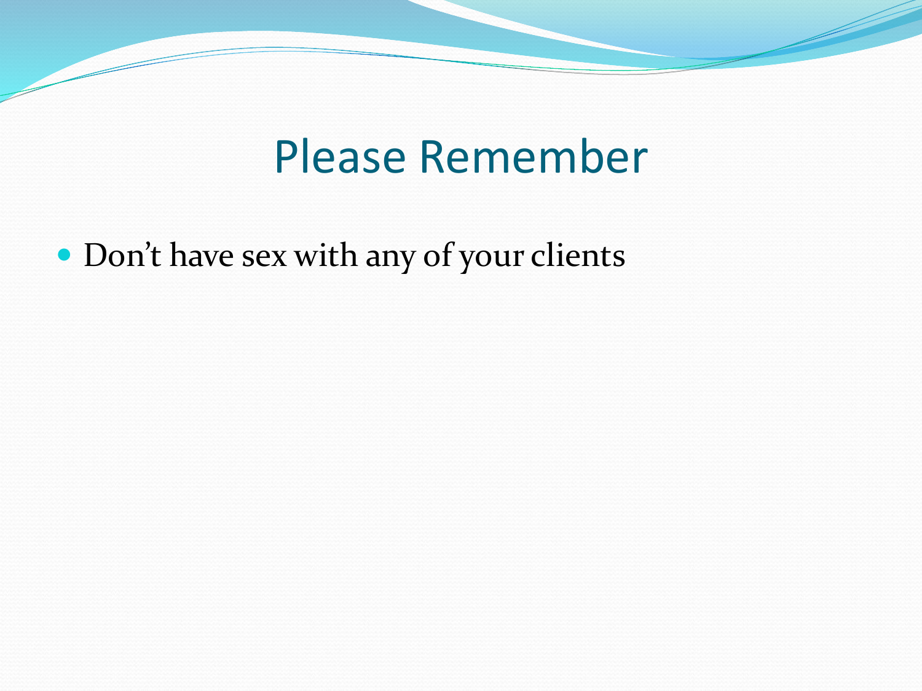# Please Remember

- Don't have sex with any of your clients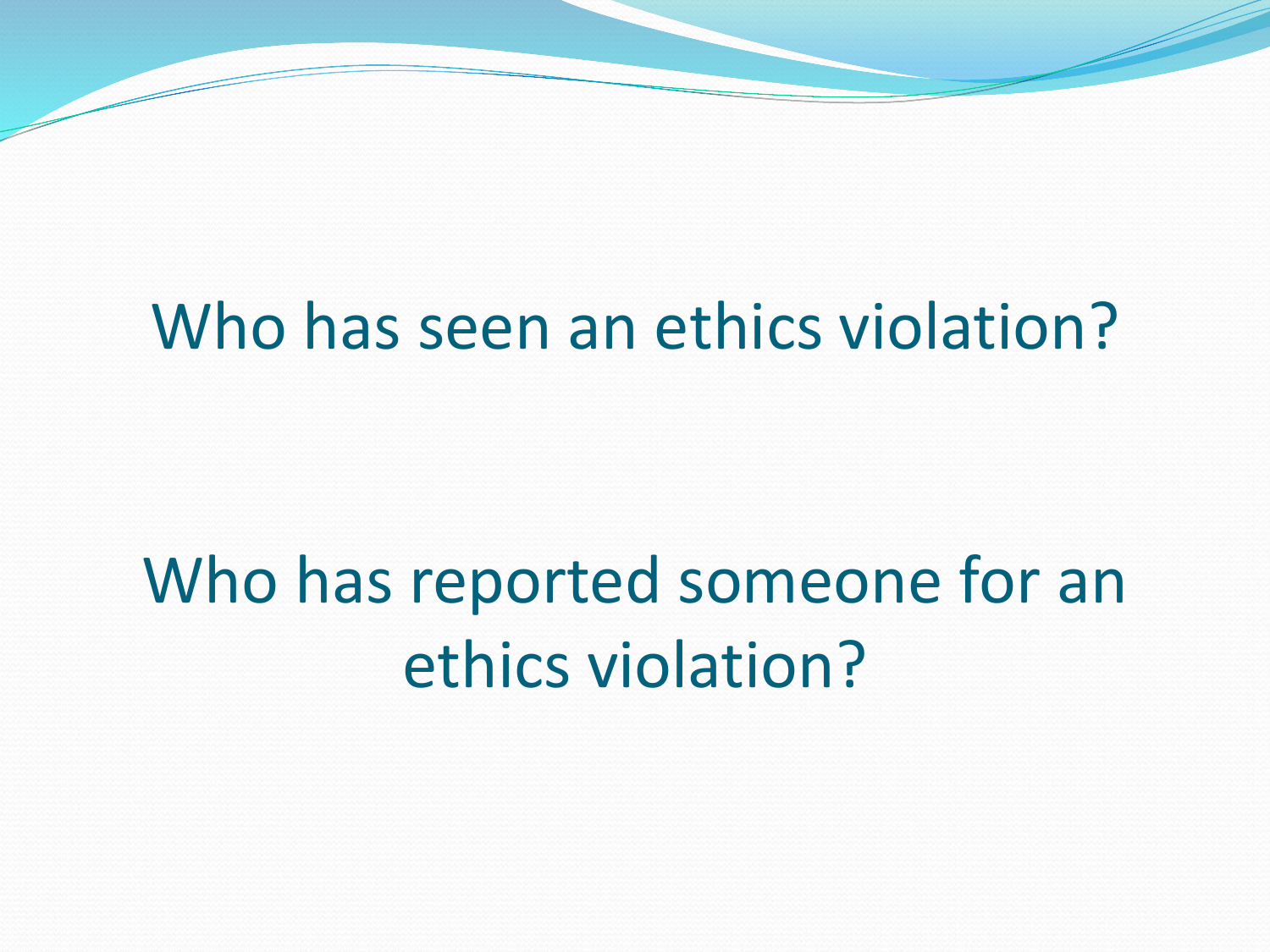Who has seen an ethics violation?

Who has reported someone for an ethics violation?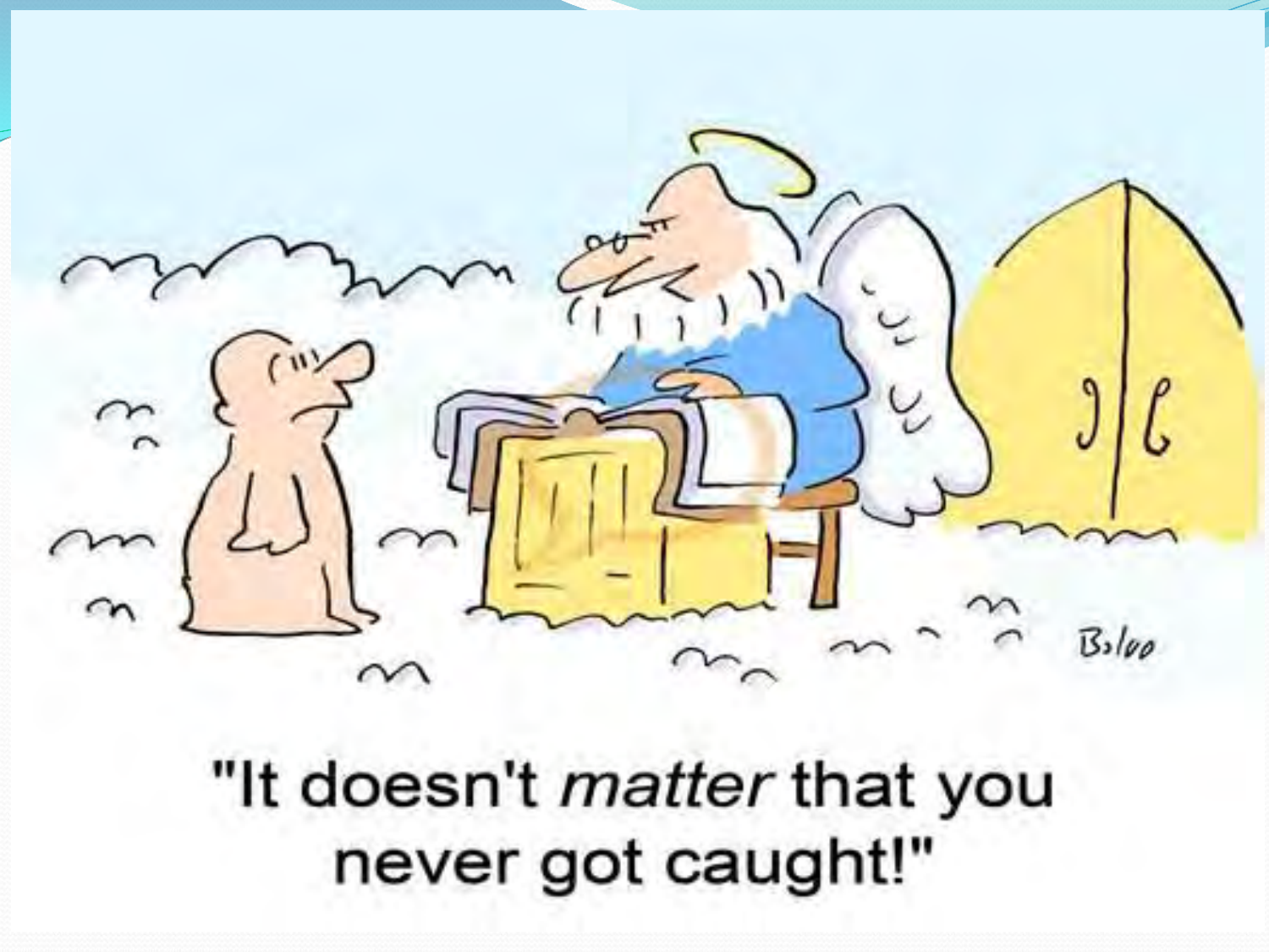"It doesn't *matter* that you never got caught!"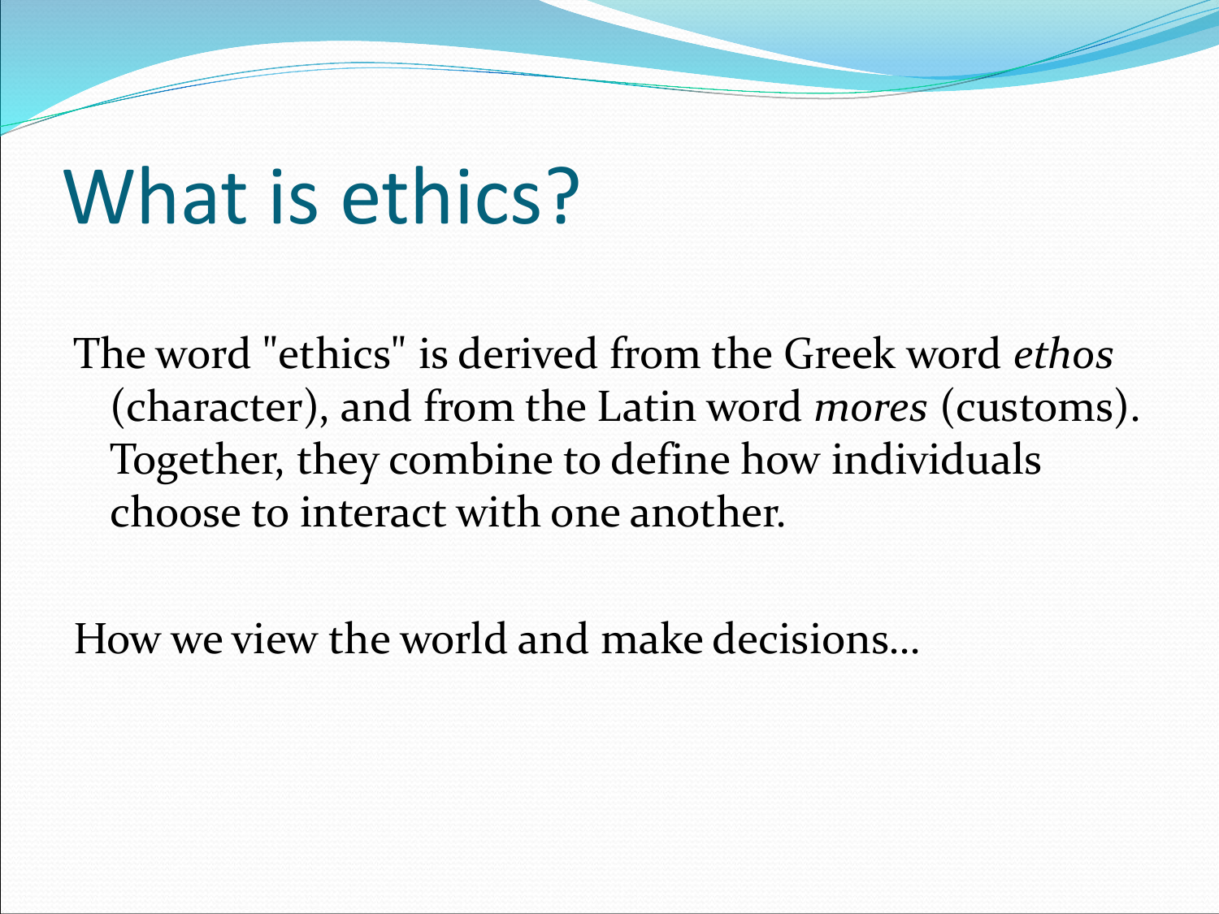# What is ethics?

The word "ethics" is derived from the Greek word *ethos* (character), and from the Latin word *mores* (customs). Together, they combine to define how individuals choose to interact with one another.

How we view the world and make decisions…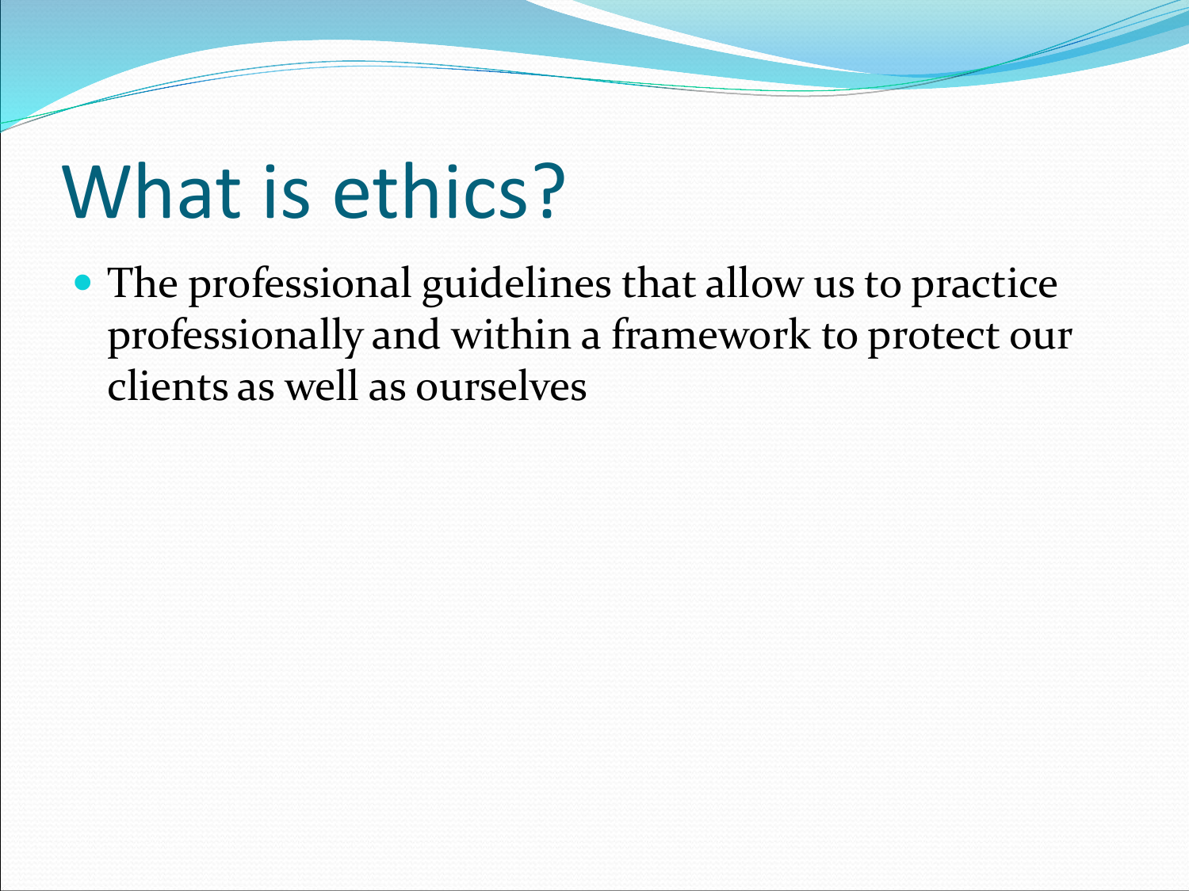# What is ethics?

- The professional guidelines that allow us to practice professionally and within a framework to protect our clients as well as ourselves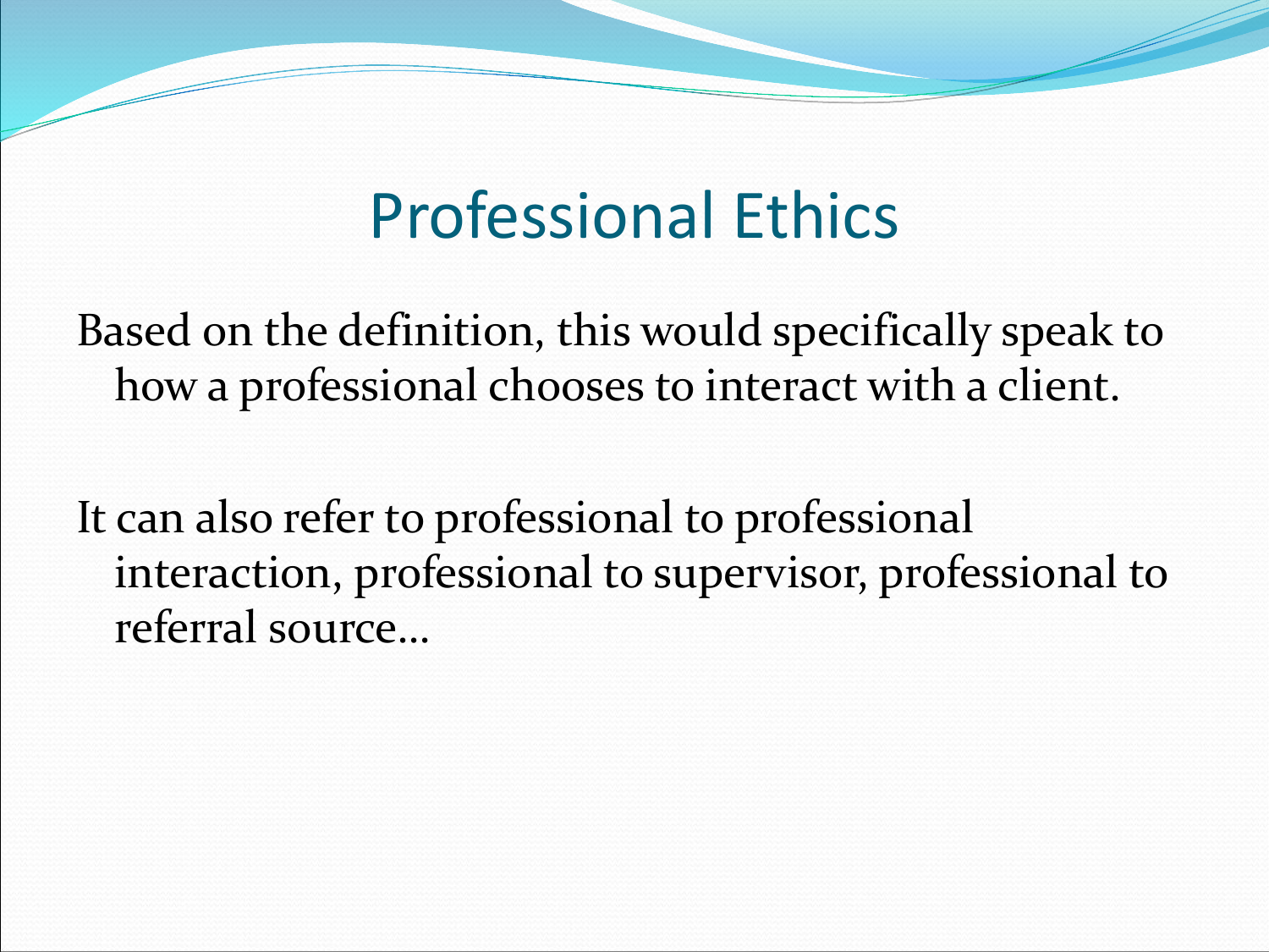# Professional Ethics

Based on the definition, this would specifically speak to how a professional chooses to interact with a client.

It can also refer to professional to professional interaction, professional to supervisor, professional to referral source…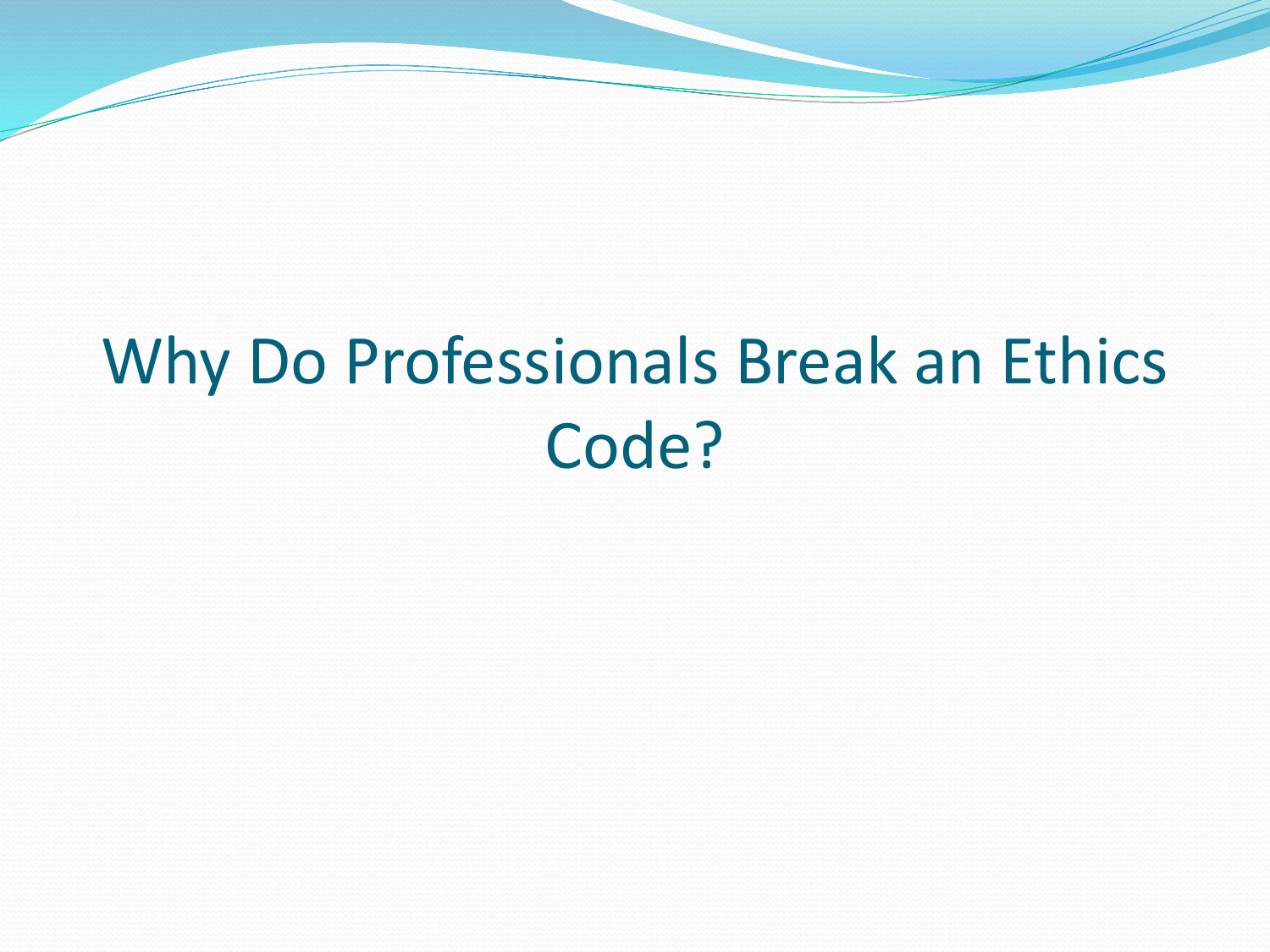# Why Do Professionals Break an Ethics Code?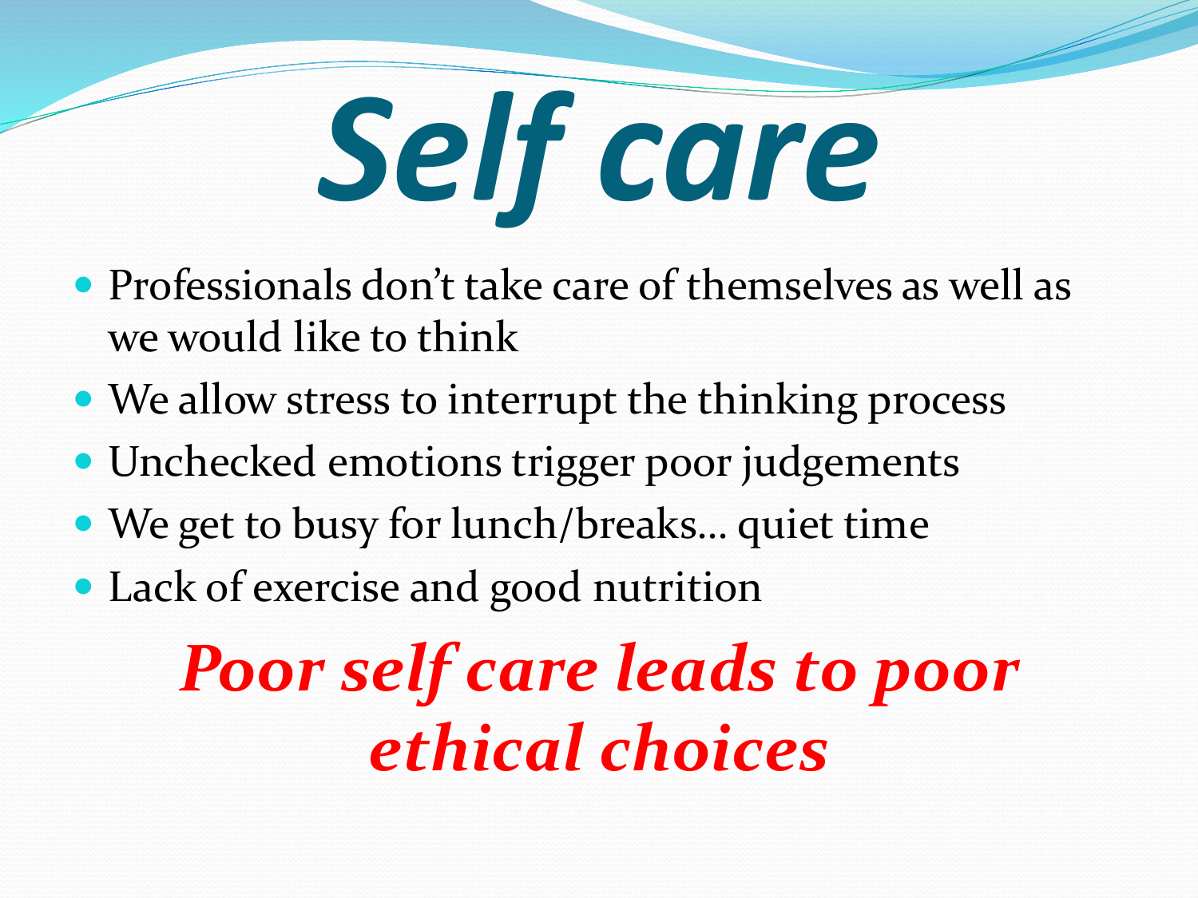# *Self care*

- Professionals don't take care of themselves as well as we would like to think
- We allow stress to interrupt the thinking process
- Unchecked emotions trigger poor judgements
- We get to busy for lunch/breaks… quiet time
- Lack of exercise and good nutrition

***Poor self care leads to poor ethical choices***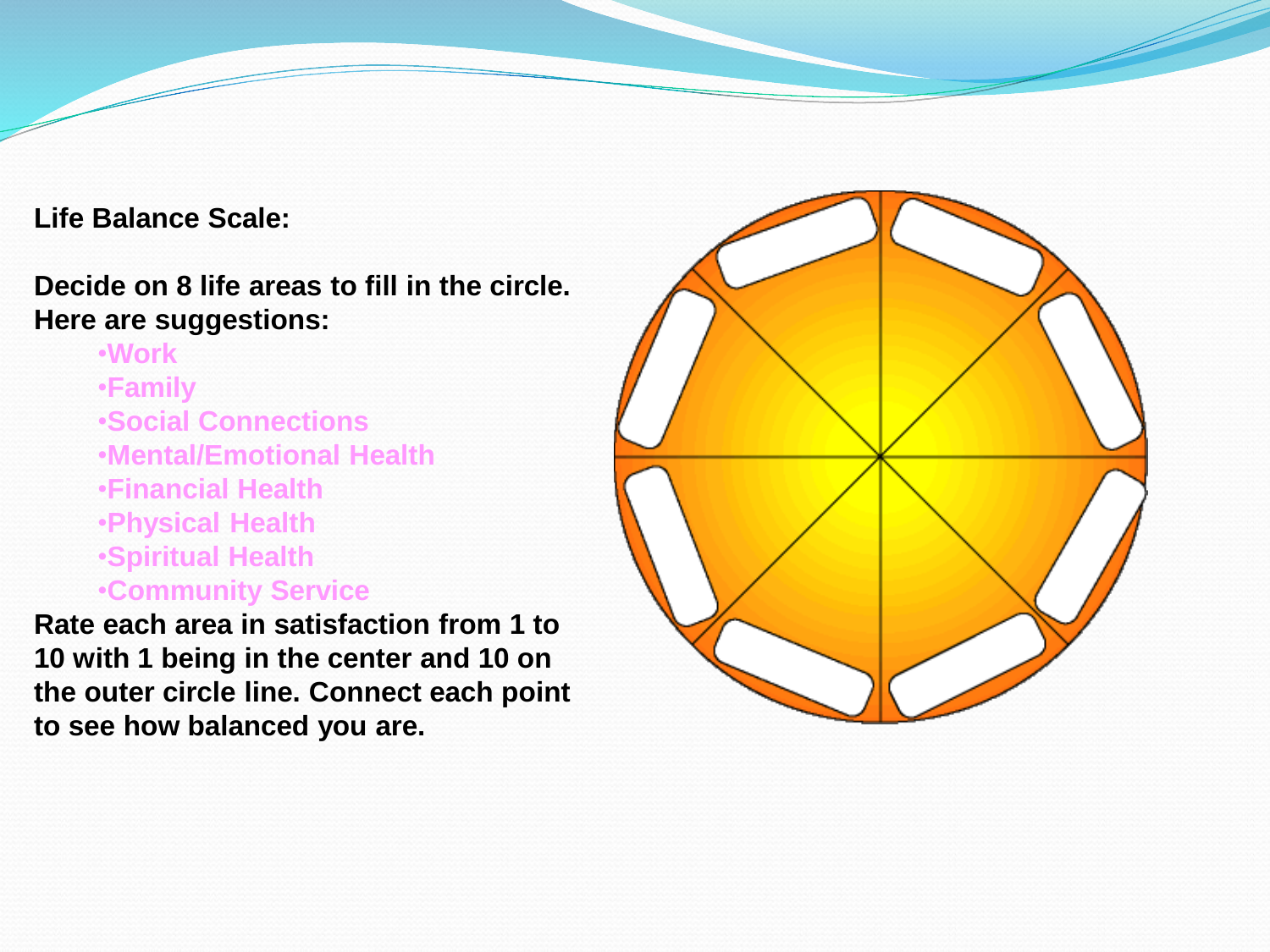**Life Balance Scale:**

**Decide on 8 life areas to fill in the circle. Here are suggestions:**

- **Work**
- **Family**
- **Social Connections**
- **Mental/Emotional Health**
- **Financial Health**
- **Physical Health**
- **Spiritual Health**
- **Community Service**

**Rate each area in satisfaction from 1 to 10 with 1 being in the center and 10 on the outer circle line. Connect each point to see how balanced you are.**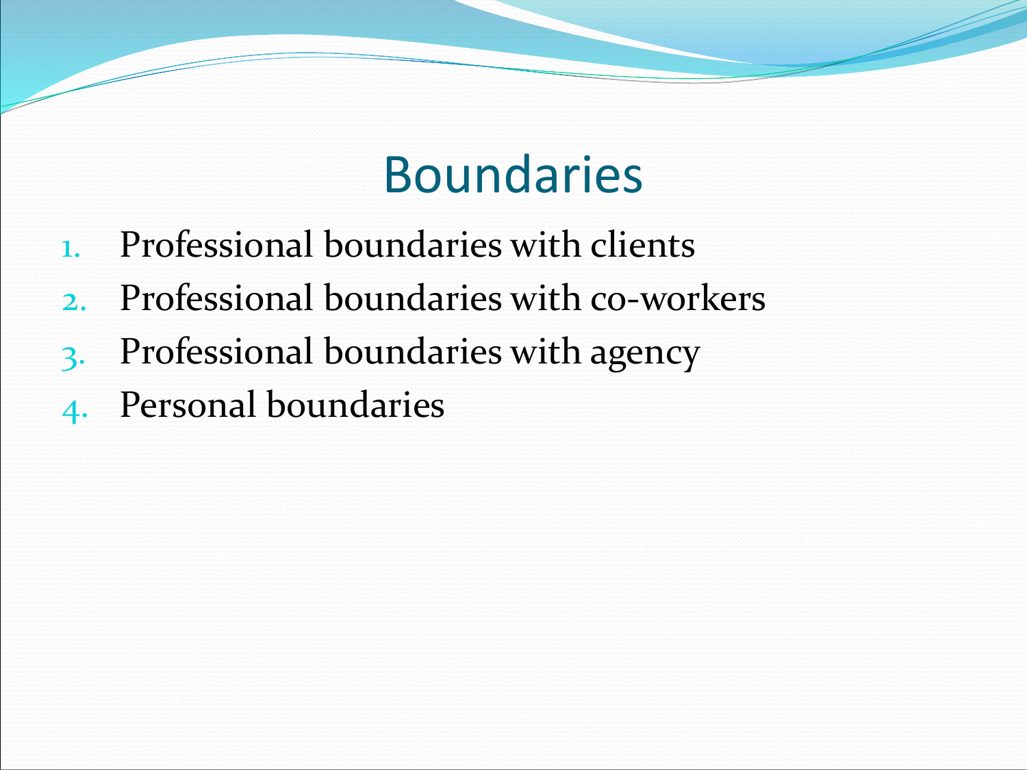# Boundaries

1. Professional boundaries with clients
2. Professional boundaries with co-workers
3. Professional boundaries with agency
4. Personal boundaries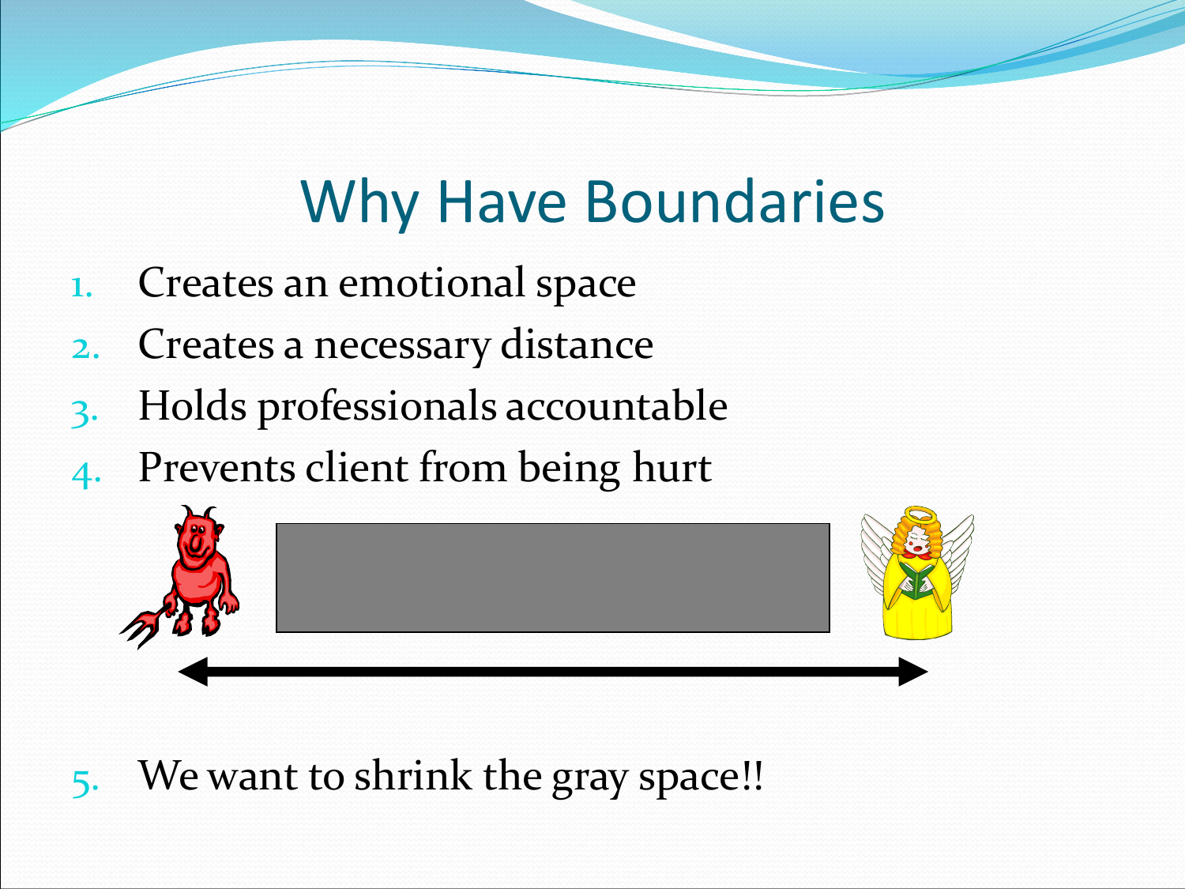# Why Have Boundaries

1. Creates an emotional space
2. Creates a necessary distance
3. Holds professionals accountable
4. Prevents client from being hurt

5. We want to shrink the gray space!!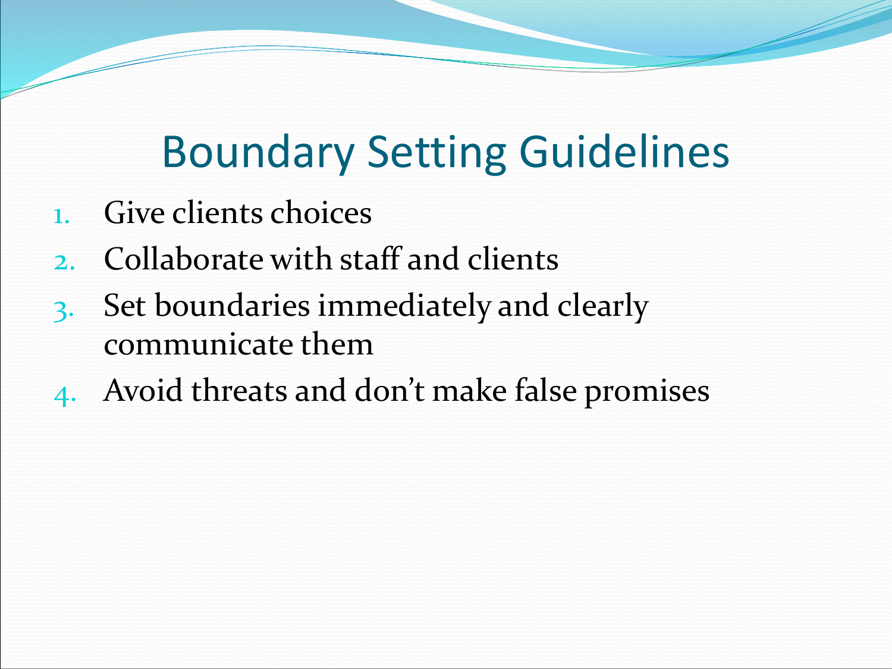# Boundary Setting Guidelines

1. Give clients choices
2. Collaborate with staff and clients
3. Set boundaries immediately and clearly communicate them
4. Avoid threats and don't make false promises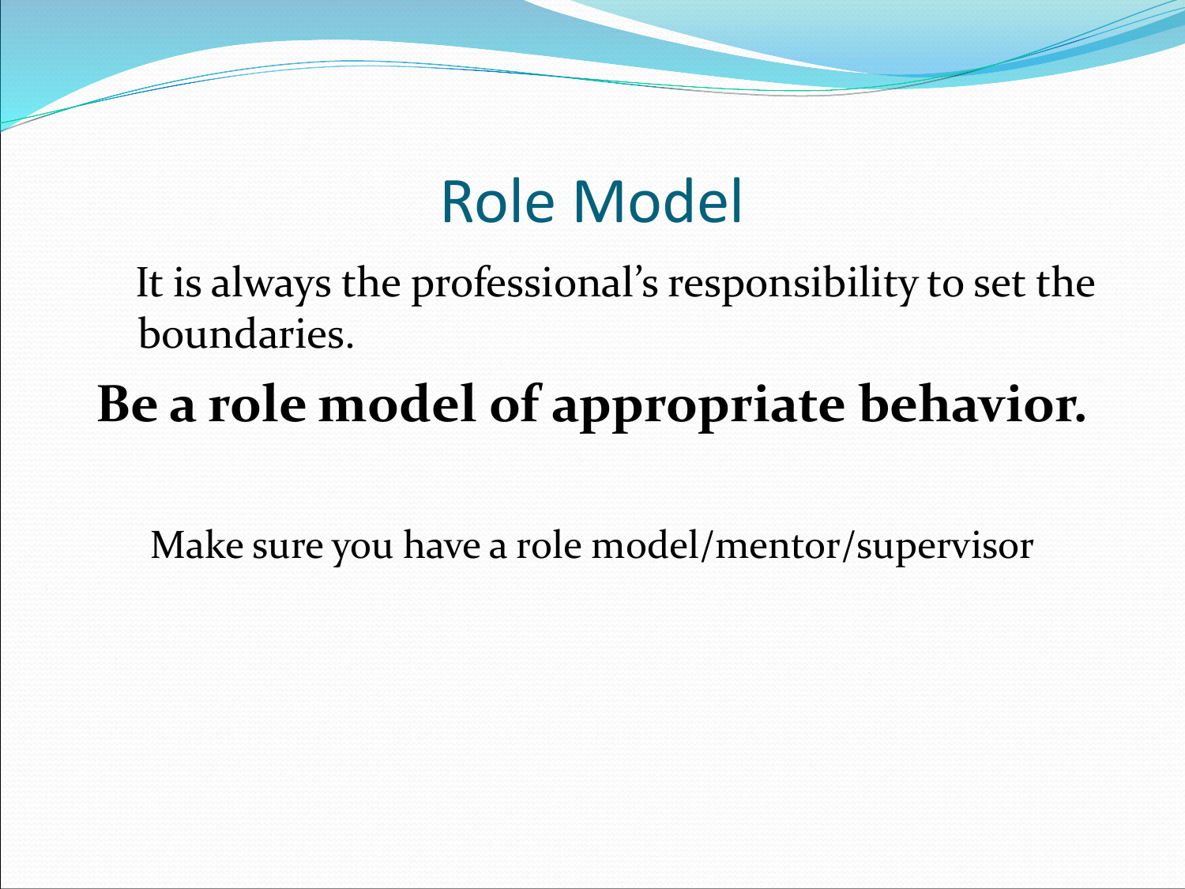# Role Model

It is always the professional's responsibility to set the boundaries.

**Be a role model of appropriate behavior.**

Make sure you have a role model/mentor/supervisor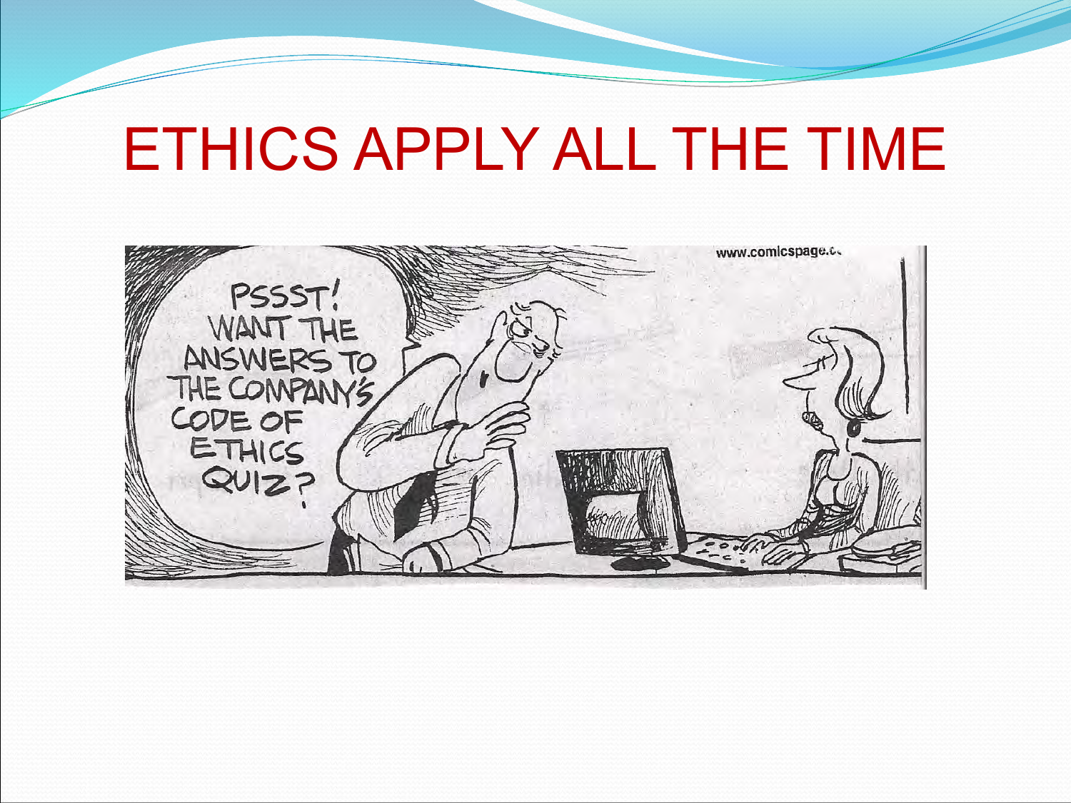# ETHICS APPLY ALL THE TIME